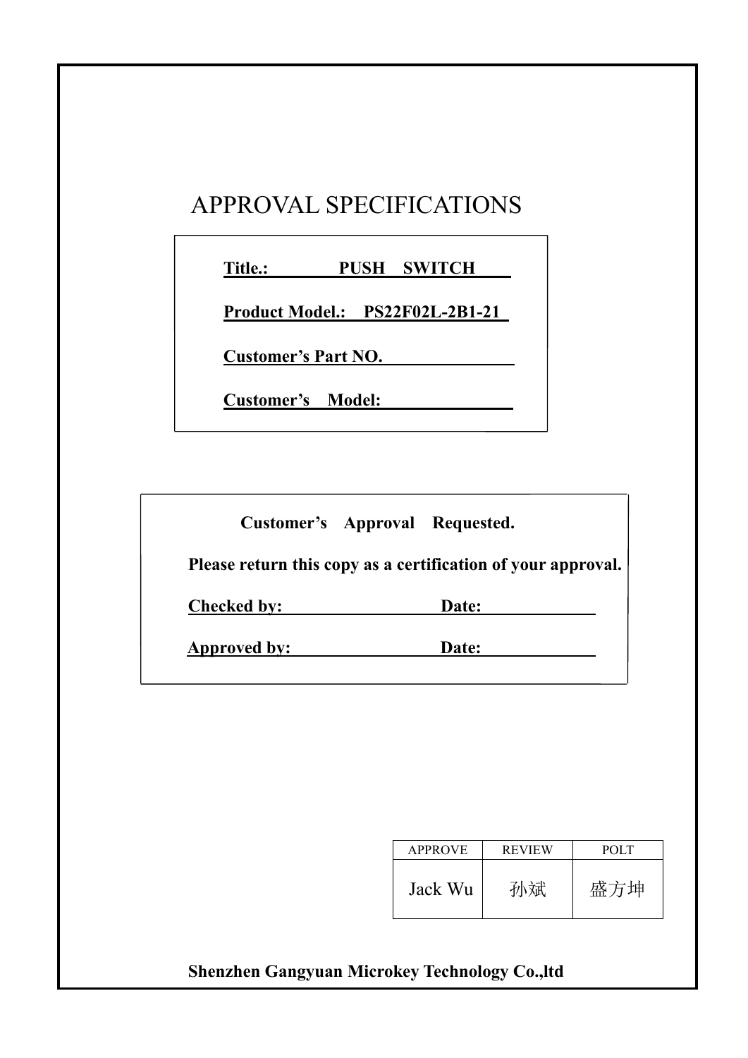# APPROVAL SPECIFICATIONS

**Title.: PUSH SWITCH**

**Product Model.: PS22F02L-2B1-21**

**Customer's Part NO.**

**Customer's Model:**

**Customer's Approval Requested.**

**Please return this copy as a certification of your approval.**

**Checked by:** **Date:**

**Approved by:** **Date:**

| APPROVE | REVIEW | POLT |
| --- | --- | --- |
| Jack Wu | 孙斌 | 盛方坤 |

**Shenzhen Gangyuan Microkey Technology Co.,ltd**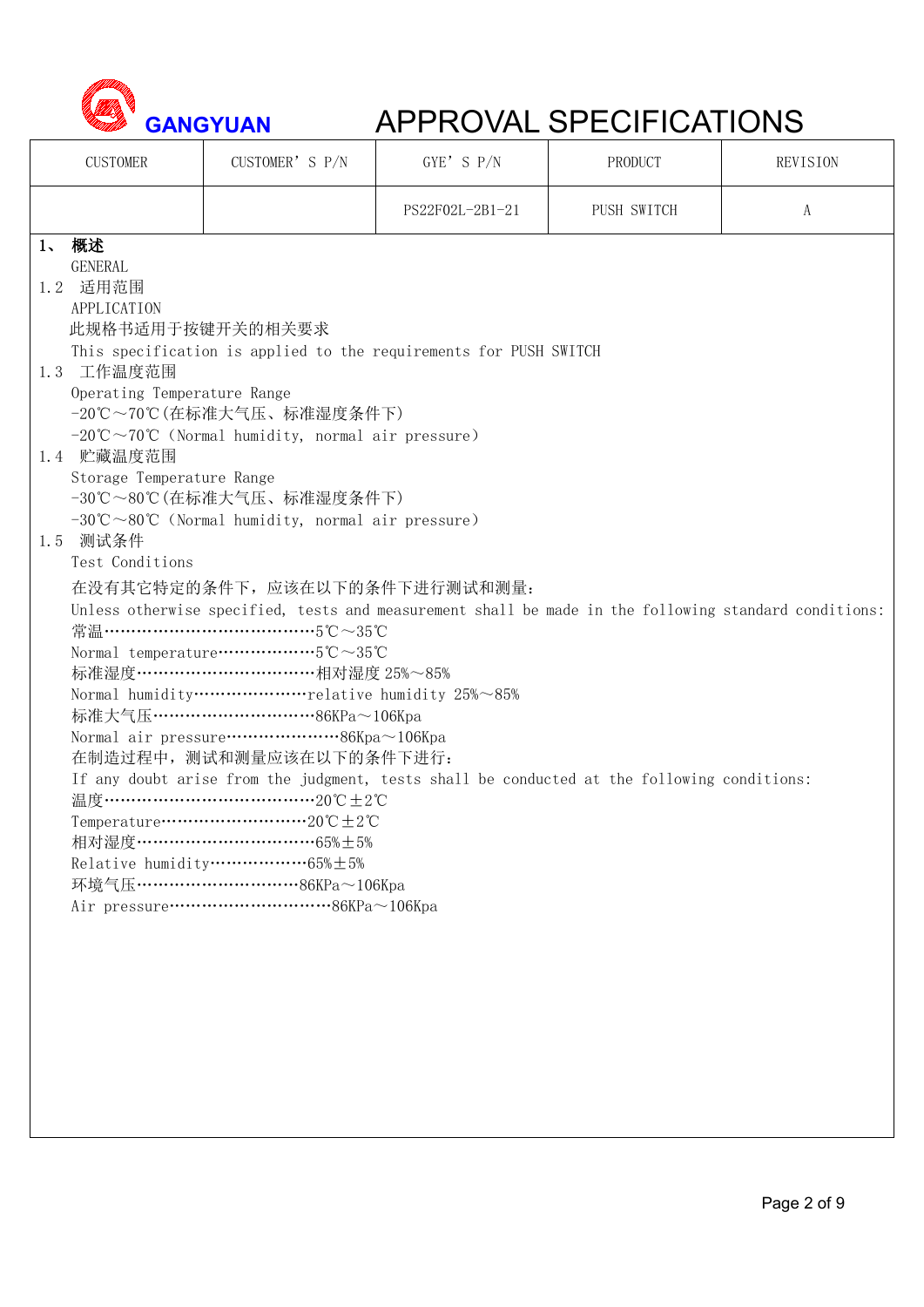GANGYUAN

# APPROVAL SPECIFICATIONS

| CUSTOMER | CUSTOMER' S P/N | GYE' S P/N | PRODUCT | REVISION |
|---|---|---|---|---|
| | | PS22F02L-2B1-21 | PUSH SWITCH | A |

## 1、 概述

GENERAL

### 1.2 适用范围

APPLICATION

此规格书适用于按键开关的相关要求

This specification is applied to the requirements for PUSH SWITCH

### 1.3 工作温度范围

Operating Temperature Range

-20℃～70℃(在标准大气压、标准湿度条件下)

-20℃～70℃ (Normal humidity, normal air pressure)

### 1.4 贮藏温度范围

Storage Temperature Range

-30℃～80℃(在标准大气压、标准湿度条件下)

-30℃～80℃ (Normal humidity, normal air pressure)

### 1.5 测试条件

Test Conditions

在没有其它特定的条件下，应该在以下的条件下进行测试和测量：

Unless otherwise specified, tests and measurement shall be made in the following standard conditions:

常温……………………………………5℃～35℃

Normal temperature………………5℃～35℃

标准湿度……………………………相对湿度 25%～85%

Normal humidity…………………relative humidity 25%～85%

标准大气压…………………………86KPa～106Kpa

Normal air pressure…………………86Kpa～106Kpa

在制造过程中，测试和测量应该在以下的条件下进行：

If any doubt arise from the judgment, tests shall be conducted at the following conditions:

温度……………………………………20℃±2℃

Temperature………………………20℃±2℃

相对湿度……………………………65%±5%

Relative humidity………………65%±5%

环境气压…………………………86KPa～106Kpa

Air pressure…………………………86KPa～106Kpa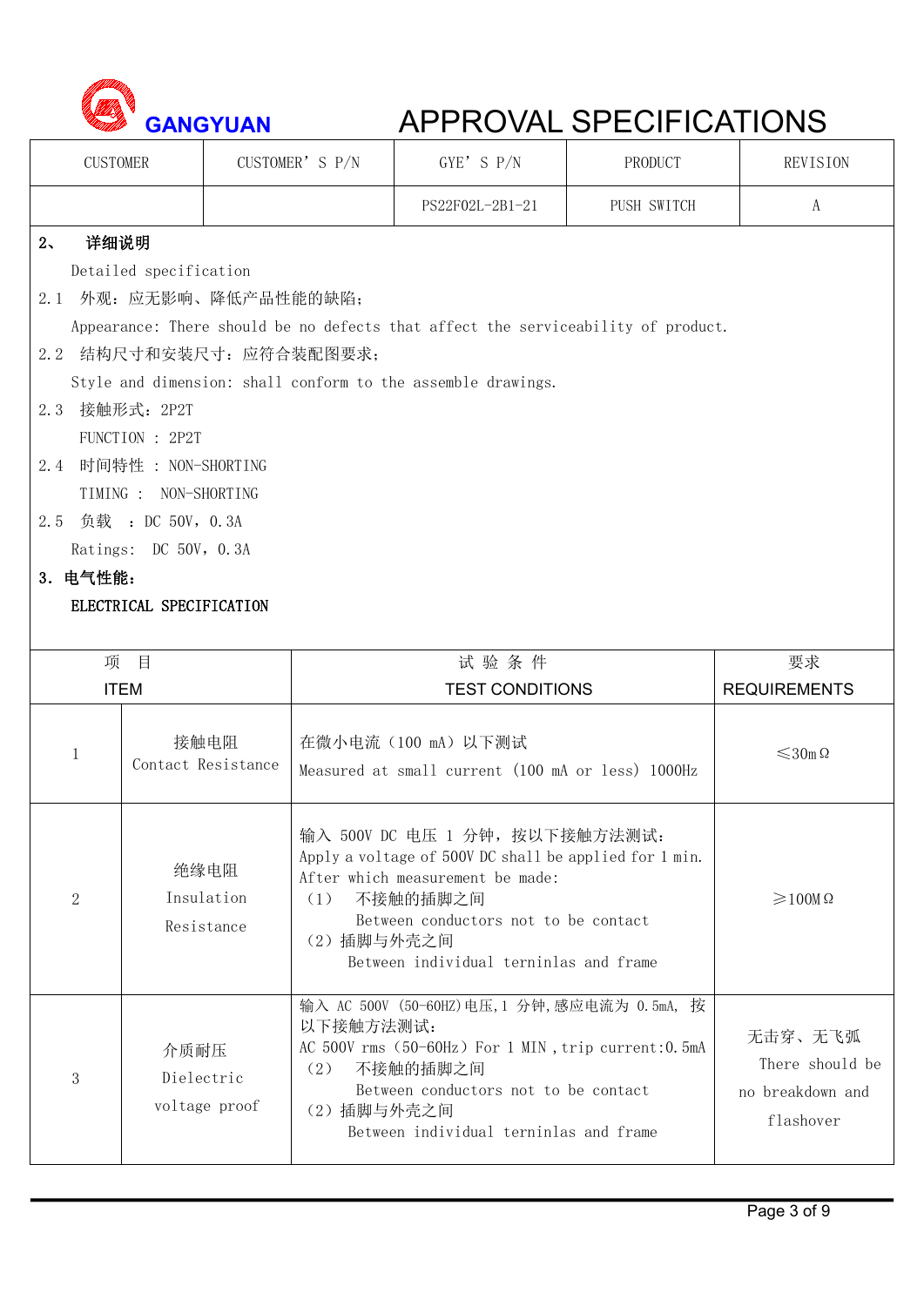GANGYUAN **APPROVAL SPECIFICATIONS**

| CUSTOMER | CUSTOMER' S P/N | GYE' S P/N | PRODUCT | REVISION |
|---|---|---|---|---|
| | | PS22F02L-2B1-21 | PUSH SWITCH | A |

## 2、 详细说明

Detailed specification

2.1 外观：应无影响、降低产品性能的缺陷；

Appearance: There should be no defects that affect the serviceability of product.

2.2 结构尺寸和安装尺寸：应符合装配图要求；

Style and dimension: shall conform to the assemble drawings.

2.3 接触形式：2P2T

FUNCTION : 2P2T

2.4 时间特性 : NON-SHORTING

TIMING : NON-SHORTING

2.5 负载 ：DC 50V，0.3A

Ratings: DC 50V，0.3A

## 3. 电气性能：

**ELECTRICAL SPECIFICATION**

| 项 目<br>ITEM | | 试 验 条 件<br>TEST CONDITIONS | 要求<br>REQUIREMENTS |
|---|---|---|---|
| 1 | 接触电阻<br>Contact Resistance | 在微小电流（100 mA）以下测试<br>Measured at small current (100 mA or less) 1000Hz | ≤30mΩ |
| 2 | 绝缘电阻<br>Insulation Resistance | 输入 500V DC 电压 1 分钟，按以下接触方法测试：<br>Apply a voltage of 500V DC shall be applied for 1 min. After which measurement be made:<br>（1） 不接触的插脚之间<br>Between conductors not to be contact<br>（2）插脚与外壳之间<br>Between individual terninlas and frame | ≥100MΩ |
| 3 | 介质耐压<br>Dielectric voltage proof | 输入 AC 500V (50-60HZ)电压,1 分钟,感应电流为 0.5mA, 按以下接触方法测试：<br>AC 500V rms（50-60Hz）For 1 MIN , trip current:0.5mA<br>（2） 不接触的插脚之间<br>Between conductors not to be contact<br>（2）插脚与外壳之间<br>Between individual terninlas and frame | 无击穿、无飞弧<br>There should be no breakdown and flashover |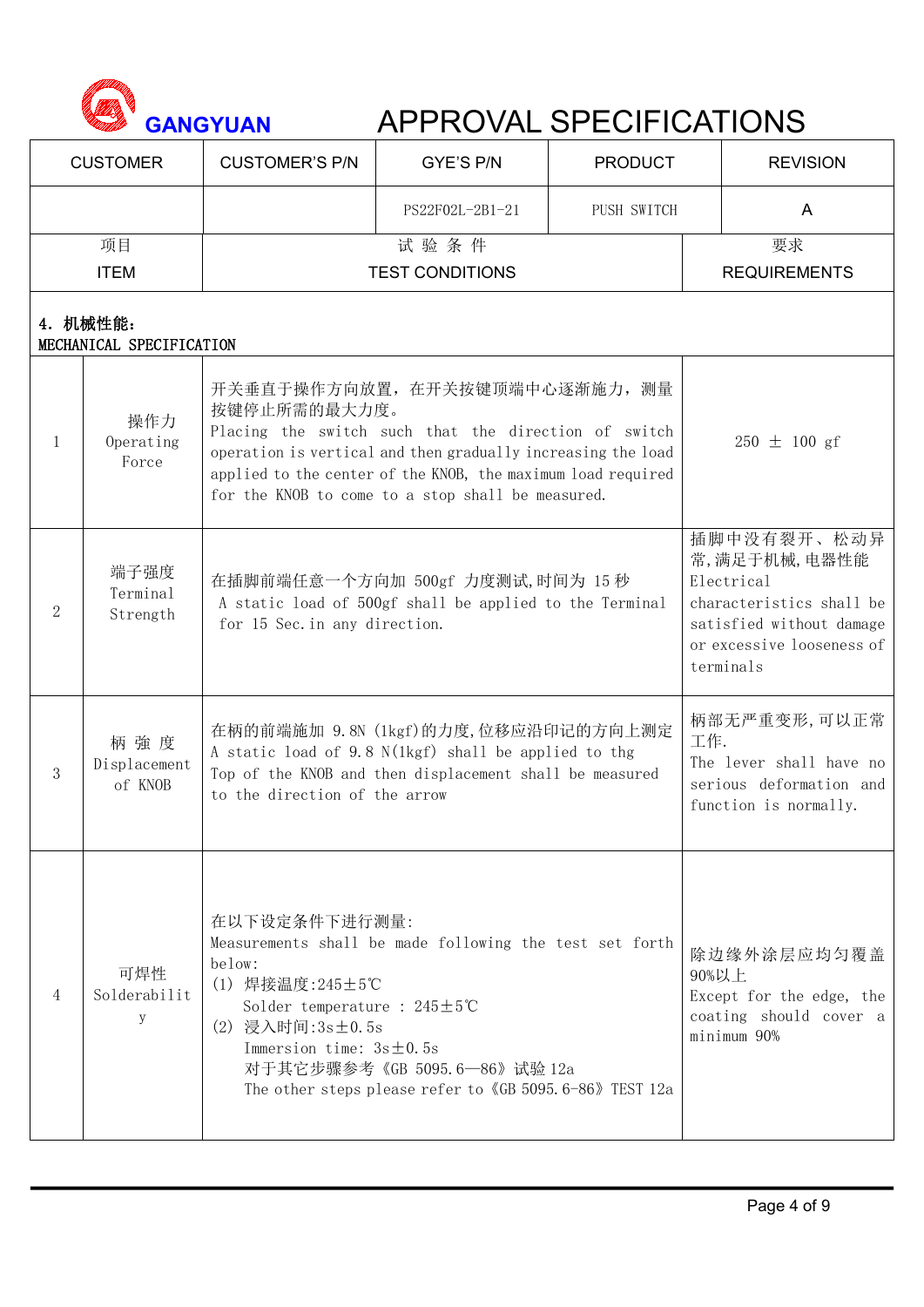GANGYUAN APPROVAL SPECIFICATIONS

| CUSTOMER | CUSTOMER'S P/N | GYE'S P/N | PRODUCT | REVISION |
|---|---|---|---|---|
| | | PS22F02L-2B1-21 | PUSH SWITCH | A |

| 项目<br>ITEM | | 试 验 条 件<br>TEST CONDITIONS | 要求<br>REQUIREMENTS |
|---|---|---|---|
| **4. 机械性能:**<br>**MECHANICAL SPECIFICATION** | | | |
| 1 | 操作力<br>Operating Force | 开关垂直于操作方向放置，在开关按键顶端中心逐渐施力，测量按键停止所需的最大力度。<br>Placing the switch such that the direction of switch operation is vertical and then gradually increasing the load applied to the center of the KNOB, the maximum load required for the KNOB to come to a stop shall be measured. | 250 ± 100 gf |
| 2 | 端子强度<br>Terminal Strength | 在插脚前端任意一个方向加 500gf 力度测试,时间为 15 秒<br>A static load of 500gf shall be applied to the Terminal for 15 Sec.in any direction. | 插脚中没有裂开、松动异常,满足于机械,电器性能<br>Electrical characteristics shall be satisfied without damage or excessive looseness of terminals |
| 3 | 柄 強 度<br>Displacement of KNOB | 在柄的前端施加 9.8N (1kgf)的力度,位移应沿印记的方向上测定<br>A static load of 9.8 N(1kgf) shall be applied to thg Top of the KNOB and then displacement shall be measured to the direction of the arrow | 柄部无严重变形,可以正常工作.<br>The lever shall have no serious deformation and function is normally. |
| 4 | 可焊性<br>Solderability | 在以下设定条件下进行测量:<br>Measurements shall be made following the test set forth below:<br>(1) 焊接温度:245±5℃<br>Solder temperature : 245±5℃<br>(2) 浸入时间:3s±0.5s<br>Immersion time: 3s±0.5s<br>对于其它步骤参考《GB 5095.6—86》试验 12a<br>The other steps please refer to《GB 5095.6-86》TEST 12a | 除边缘外涂层应均匀覆盖 90%以上<br>Except for the edge, the coating should cover a minimum 90% |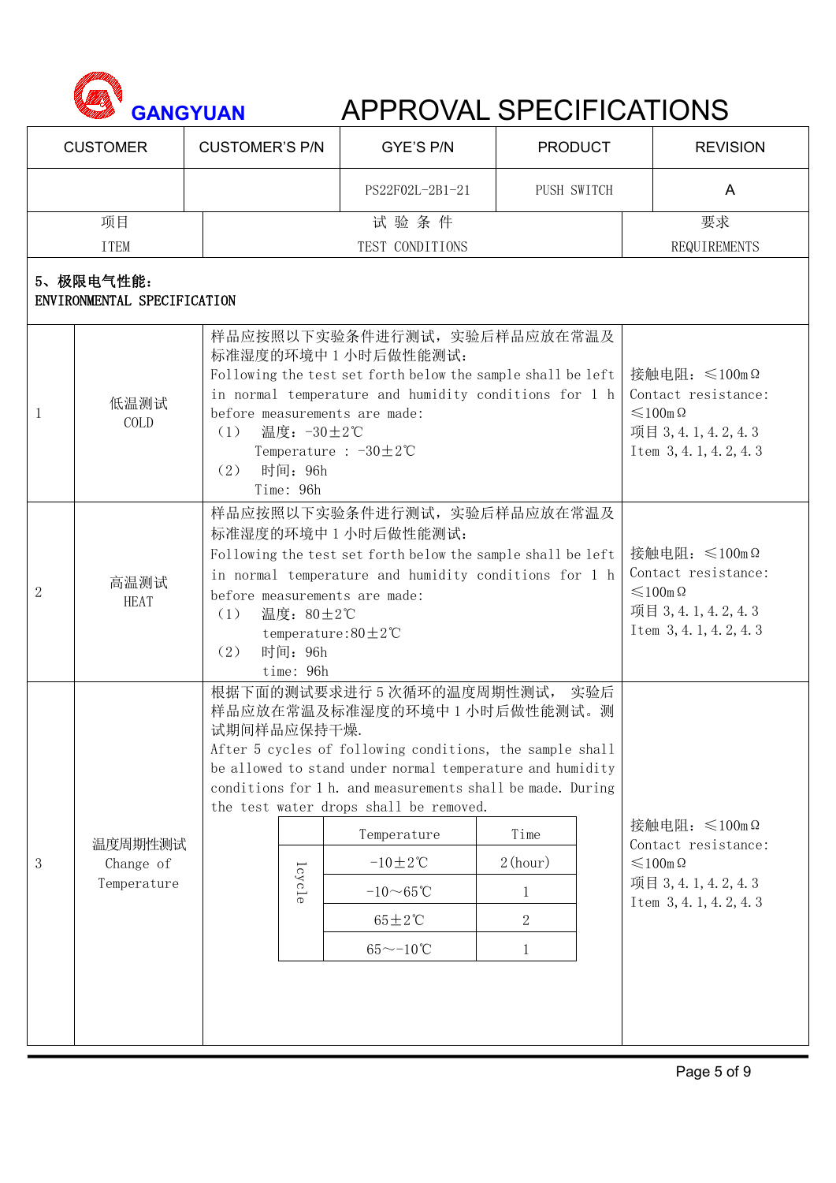# GANGYUAN APPROVAL SPECIFICATIONS

| CUSTOMER | CUSTOMER'S P/N | GYE'S P/N | PRODUCT | REVISION |
|---|---|---|---|---|
| | | PS22F02L-2B1-21 | PUSH SWITCH | A |

| 项目<br>ITEM | | 试 验 条 件<br>TEST CONDITIONS | 要求<br>REQUIREMENTS |
|---|---|---|---|
| **5、极限电气性能：<br>ENVIRONMENTAL SPECIFICATION** | | | |
| 1 | 低温测试<br>COLD | 样品应按照以下实验条件进行测试，实验后样品应放在常温及标准湿度的环境中1小时后做性能测试：<br>Following the test set forth below the sample shall be left in normal temperature and humidity conditions for 1 h before measurements are made:<br>（1） 温度：-30±2℃<br>Temperature : -30±2℃<br>（2） 时间：96h<br>Time: 96h | 接触电阻：≤100mΩ<br>Contact resistance: ≤100mΩ<br>项目 3,4.1,4.2,4.3<br>Item 3,4.1,4.2,4.3 |
| 2 | 高温测试<br>HEAT | 样品应按照以下实验条件进行测试，实验后样品应放在常温及标准湿度的环境中1小时后做性能测试：<br>Following the test set forth below the sample shall be left in normal temperature and humidity conditions for 1 h before measurements are made:<br>（1） 温度：80±2℃<br>temperature:80±2℃<br>（2） 时间：96h<br>time: 96h | 接触电阻：≤100mΩ<br>Contact resistance: ≤100mΩ<br>项目 3,4.1,4.2,4.3<br>Item 3,4.1,4.2,4.3 |
| 3 | 温度周期性测试<br>Change of Temperature | 根据下面的测试要求进行5次循环的温度周期性测试， 实验后样品应放在常温及标准湿度的环境中1小时后做性能测试。测试期间样品应保持干燥.<br>After 5 cycles of following conditions, the sample shall be allowed to stand under normal temperature and humidity conditions for 1 h. and measurements shall be made. During the test water drops shall be removed.<br>(see cycle table below) | 接触电阻：≤100mΩ<br>Contact resistance: ≤100mΩ<br>项目 3,4.1,4.2,4.3<br>Item 3,4.1,4.2,4.3 |

| | Temperature | Time |
|---|---|---|
| 1cycle | -10±2℃ | 2(hour) |
| | -10～65℃ | 1 |
| | 65±2℃ | 2 |
| | 65～-10℃ | 1 |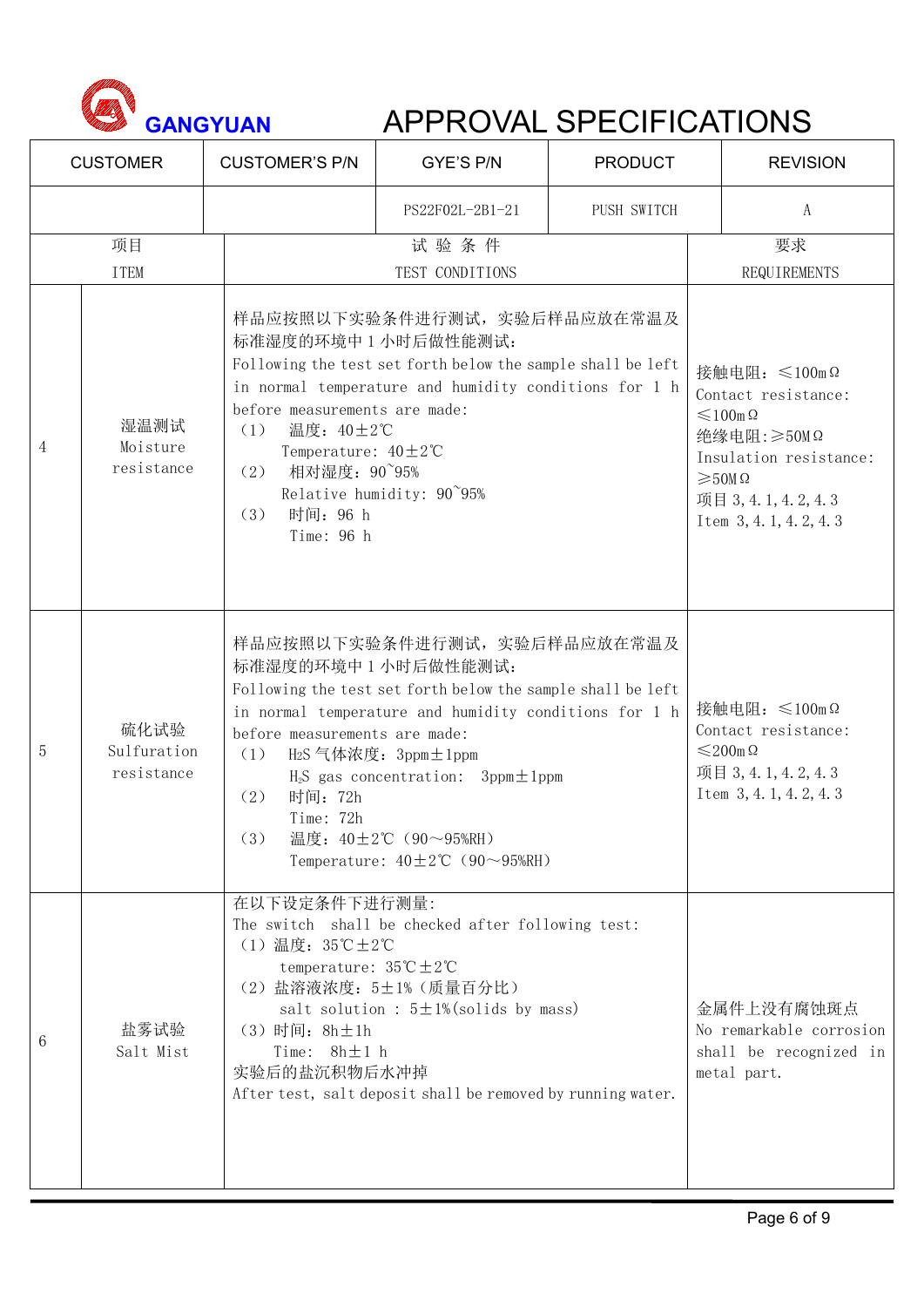GANGYUAN

# APPROVAL SPECIFICATIONS

| CUSTOMER | CUSTOMER'S P/N | GYE'S P/N | PRODUCT | REVISION |
|---|---|---|---|---|
| | | PS22F02L-2B1-21 | PUSH SWITCH | A |

| | 项目<br>ITEM | 试 验 条 件<br>TEST CONDITIONS | 要求<br>REQUIREMENTS |
|---|---|---|---|
| 4 | 湿温测试<br>Moisture resistance | 样品应按照以下实验条件进行测试，实验后样品应放在常温及标准湿度的环境中 1 小时后做性能测试：<br>Following the test set forth below the sample shall be left in normal temperature and humidity conditions for 1 h before measurements are made:<br>（1） 温度：40±2℃<br>Temperature: 40±2℃<br>（2） 相对湿度：90~95%<br>Relative humidity: 90~95%<br>（3） 时间：96 h<br>Time: 96 h | 接触电阻：≤100mΩ<br>Contact resistance: ≤100mΩ<br>绝缘电阻:≥50MΩ<br>Insulation resistance: ≥50MΩ<br>项目 3,4.1,4.2,4.3<br>Item 3,4.1,4.2,4.3 |
| 5 | 硫化试验<br>Sulfuration resistance | 样品应按照以下实验条件进行测试，实验后样品应放在常温及标准湿度的环境中 1 小时后做性能测试：<br>Following the test set forth below the sample shall be left in normal temperature and humidity conditions for 1 h before measurements are made:<br>（1） $H_2S$ 气体浓度：3ppm±1ppm<br>$H_2S$ gas concentration: 3ppm±1ppm<br>（2） 时间：72h<br>Time: 72h<br>（3） 温度：40±2℃（90～95%RH）<br>Temperature: 40±2℃（90～95%RH） | 接触电阻：≤100mΩ<br>Contact resistance: ≤200mΩ<br>项目 3,4.1,4.2,4.3<br>Item 3,4.1,4.2,4.3 |
| 6 | 盐雾试验<br>Salt Mist | 在以下设定条件下进行测量：<br>The switch shall be checked after following test:<br>（1）温度：35℃±2℃<br>temperature: 35℃±2℃<br>（2）盐溶液浓度：5±1%（质量百分比）<br>salt solution : 5±1%(solids by mass)<br>（3）时间：8h±1h<br>Time: 8h±1 h<br>实验后的盐沉积物后水冲掉<br>After test, salt deposit shall be removed by running water. | 金属件上没有腐蚀斑点<br>No remarkable corrosion shall be recognized in metal part. |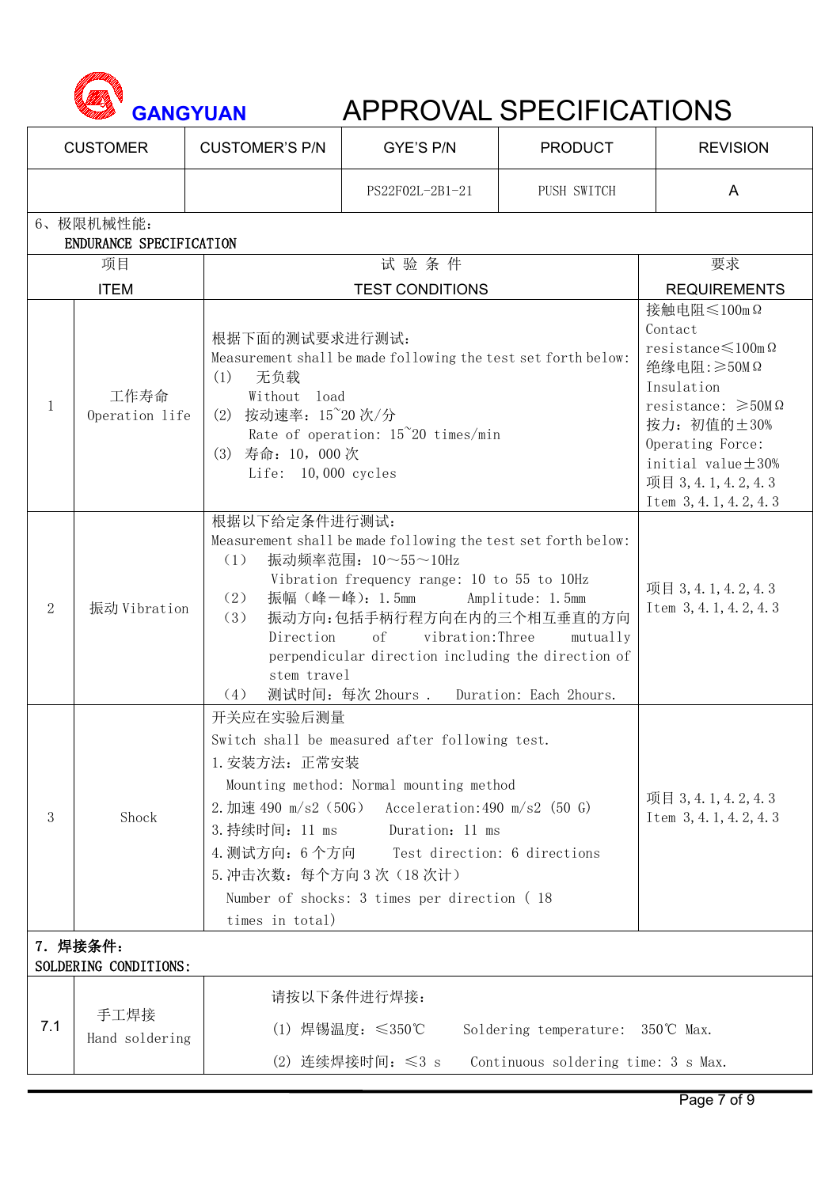# GANGYUAN APPROVAL SPECIFICATIONS

| CUSTOMER | CUSTOMER'S P/N | GYE'S P/N | PRODUCT | REVISION |
|---|---|---|---|---|
| | | PS22F02L-2B1-21 | PUSH SWITCH | A |

6、极限机械性能：
ENDURANCE SPECIFICATION

| 项目 ITEM | | 试 验 条 件 TEST CONDITIONS | 要求 REQUIREMENTS |
|---|---|---|---|
| 1 | 工作寿命 Operation life | 根据下面的测试要求进行测试：<br>Measurement shall be made following the test set forth below:<br>(1) 无负载<br>Without load<br>(2) 按动速率：15~20 次/分<br>Rate of operation: 15~20 times/min<br>(3) 寿命：10，000 次<br>Life: 10,000 cycles | 接触电阻≤100mΩ<br>Contact resistance≤100mΩ<br>绝缘电阻：≥50MΩ<br>Insulation resistance: ≥50MΩ<br>按力：初值的±30%<br>Operating Force: initial value±30%<br>项目 3,4.1,4.2,4.3<br>Item 3,4.1,4.2,4.3 |
| 2 | 振动 Vibration | 根据以下给定条件进行测试：<br>Measurement shall be made following the test set forth below:<br>（1） 振动频率范围：10～55～10Hz<br>Vibration frequency range: 10 to 55 to 10Hz<br>（2） 振幅（峰－峰）：1.5mm　Amplitude: 1.5mm<br>（3） 振动方向：包括手柄行程方向在内的三个相互垂直的方向<br>Direction of vibration:Three mutually perpendicular direction including the direction of stem travel<br>（4） 测试时间：每次 2hours . Duration: Each 2hours. | 项目 3,4.1,4.2,4.3<br>Item 3,4.1,4.2,4.3 |
| 3 | Shock | 开关应在实验后测量<br>Switch shall be measured after following test.<br>1.安装方法：正常安装<br>Mounting method: Normal mounting method<br>2.加速 490 m/s2（50G） Acceleration:490 m/s2 (50 G)<br>3.持续时间：11 ms　Duration：11 ms<br>4.测试方向：6 个方向　Test direction: 6 directions<br>5.冲击次数：每个方向 3 次（18 次计）<br>Number of shocks: 3 times per direction ( 18 times in total) | 项目 3,4.1,4.2,4.3<br>Item 3,4.1,4.2,4.3 |

**7. 焊接条件：**
SOLDERING CONDITIONS:

| 7.1 | 手工焊接 Hand soldering | 请按以下条件进行焊接：<br>(1) 焊锡温度：≤350℃　Soldering temperature: 350℃ Max.<br>(2) 连续焊接时间：≤3 s　Continuous soldering time: 3 s Max. |
|---|---|---|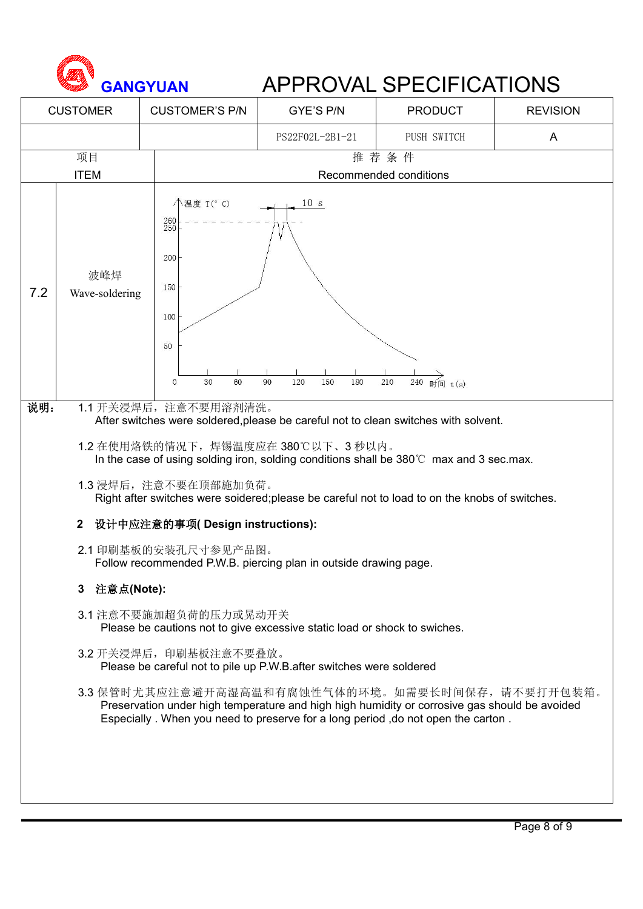# GANGYUAN APPROVAL SPECIFICATIONS

| CUSTOMER | CUSTOMER'S P/N | GYE'S P/N | PRODUCT | REVISION |
|---|---|---|---|---|
| | | PS22F02L-2B1-21 | PUSH SWITCH | A |

| 项目 ITEM | | 推 荐 条 件 Recommended conditions |
|---|---|---|
| 7.2 | 波峰焊 Wave-soldering | 温度 T(° C) 260 250 200 150 100 50; 10 s; 0 30 60 90 120 150 180 210 240 时间 t(s) |

**说明：** 1.1 开关浸焊后，注意不要用溶剂清洗。
After switches were soldered,please be careful not to clean switches with solvent.

1.2 在使用烙铁的情况下，焊锡温度应在 380℃以下、3 秒以内。
In the case of using solding iron, solding conditions shall be 380℃ max and 3 sec.max.

1.3 浸焊后，注意不要在顶部施加负荷。
Right after switches were soidered;please be careful not to load to on the knobs of switches.

**2 设计中应注意的事项( Design instructions):**

2.1 印刷基板的安装孔尺寸参见产品图。
Follow recommended P.W.B. piercing plan in outside drawing page.

**3 注意点(Note):**

3.1 注意不要施加超负荷的压力或晃动开关
Please be cautions not to give excessive static load or shock to swiches.

3.2 开关浸焊后，印刷基板注意不要叠放。
Please be careful not to pile up P.W.B.after switches were soldered

3.3 保管时尤其应注意避开高湿高温和有腐蚀性气体的环境。如需要长时间保存，请不要打开包装箱。
Preservation under high temperature and high high humidity or corrosive gas should be avoided Especially . When you need to preserve for a long period ,do not open the carton .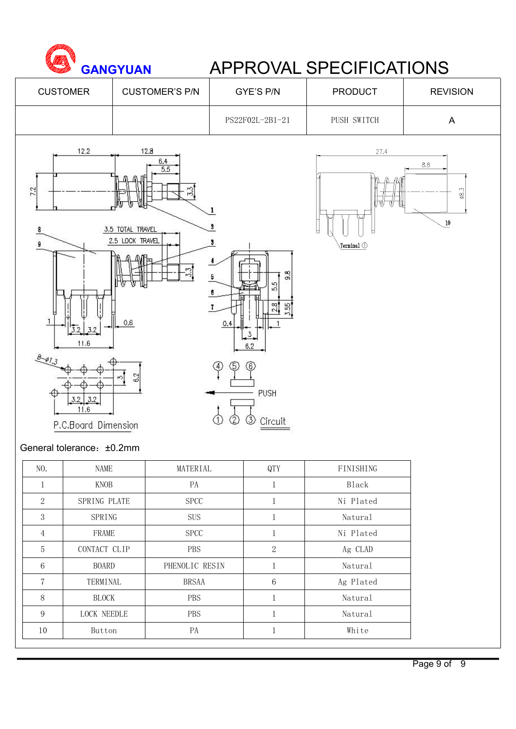# GANGYUAN APPROVAL SPECIFICATIONS

| CUSTOMER | CUSTOMER'S P/N | GYE'S P/N | PRODUCT | REVISION |
|---|---|---|---|---|
| | | PS22F02L-2B1-21 | PUSH SWITCH | A |

12.2
12.8
6.4
5.5
7.2
3.3
1
2
3.5 TOTAL TRAVEL
2.5 LOCK TRAVEL
8
9
3
4
5
6
7
9.8
5.5
2.8
3.55
1
0.4
3
6.2
0.6
3.2
3.2
11.6
8-ø1.3
3
6.2
3.2
3.2
11.6
P.C.Board Dimension
④ ⑤ ⑥
PUSH
① ② ③ Circuit
27.4
8.8
ø8.3
10
Terminal ①

General tolerance：±0.2mm

| NO. | NAME | MATERIAL | QTY | FINISHING |
|---|---|---|---|---|
| 1 | KNOB | PA | 1 | Black |
| 2 | SPRING PLATE | SPCC | 1 | Ni Plated |
| 3 | SPRING | SUS | 1 | Natural |
| 4 | FRAME | SPCC | 1 | Ni Plated |
| 5 | CONTACT CLIP | PBS | 2 | Ag CLAD |
| 6 | BOARD | PHENOLIC RESIN | 1 | Natural |
| 7 | TERMINAL | BRSAA | 6 | Ag Plated |
| 8 | BLOCK | PBS | 1 | Natural |
| 9 | LOCK NEEDLE | PBS | 1 | Natural |
| 10 | Button | PA | 1 | White |